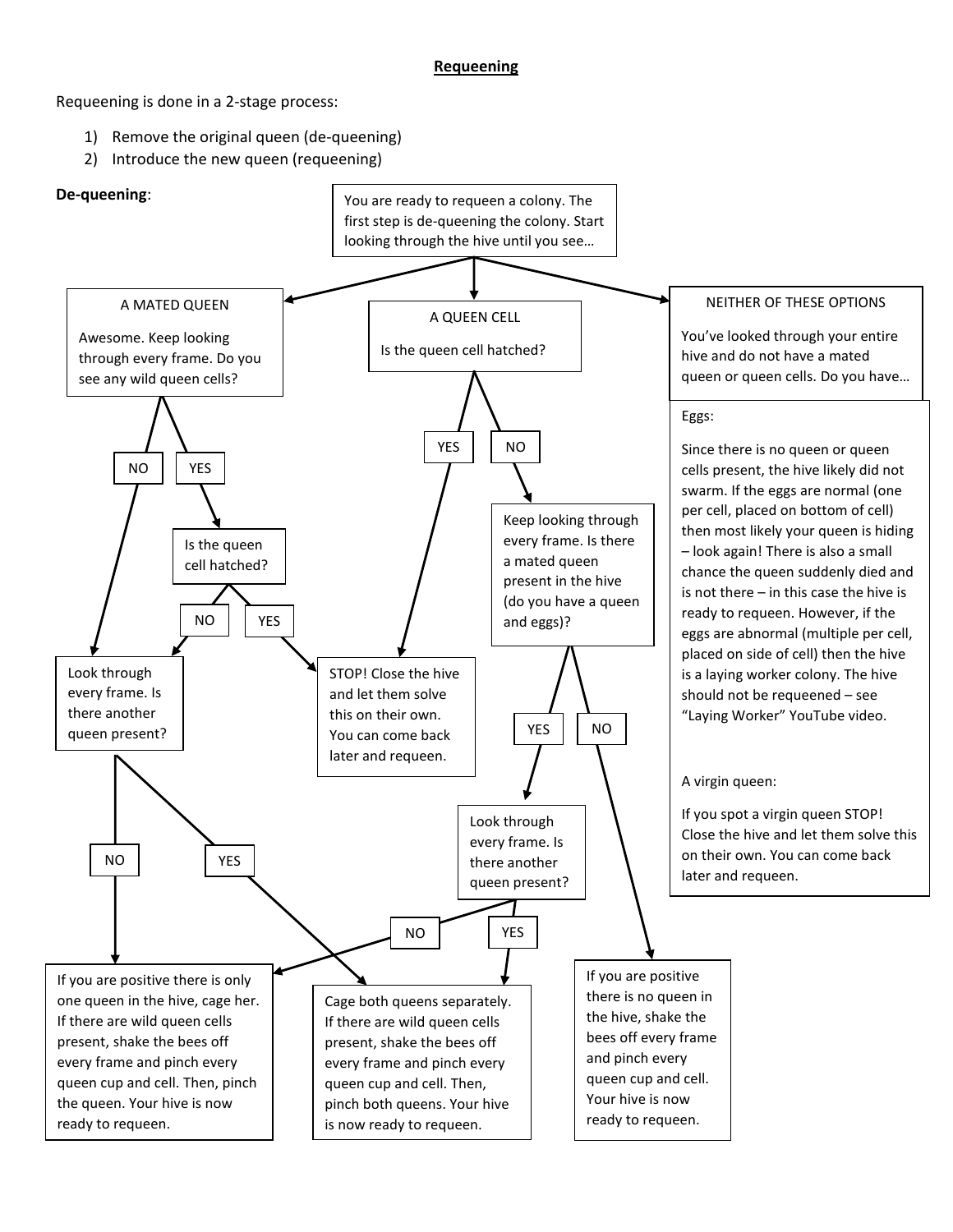**Requeening**

Requeening is done in a 2-stage process:

1) Remove the original queen (de-queening)
2) Introduce the new queen (requeening)

**De-queening**:

You are ready to requeen a colony. The first step is de-queening the colony. Start looking through the hive until you see…

**A MATED QUEEN**

Awesome. Keep looking through every frame. Do you see any wild queen cells?

- NO → Look through every frame. Is there another queen present?
- YES → Is the queen cell hatched?
  - NO → Look through every frame. Is there another queen present?
  - YES → STOP! Close the hive and let them solve this on their own. You can come back later and requeen.

Look through every frame. Is there another queen present?

- NO → If you are positive there is only one queen in the hive, cage her. If there are wild queen cells present, shake the bees off every frame and pinch every queen cup and cell. Then, pinch the queen. Your hive is now ready to requeen.
- YES → Cage both queens separately. If there are wild queen cells present, shake the bees off every frame and pinch every queen cup and cell. Then, pinch both queens. Your hive is now ready to requeen.

**A QUEEN CELL**

Is the queen cell hatched?

- YES → STOP! Close the hive and let them solve this on their own. You can come back later and requeen.
- NO → Keep looking through every frame. Is there a mated queen present in the hive (do you have a queen and eggs)?
  - YES → Look through every frame. Is there another queen present?
    - NO → If you are positive there is only one queen in the hive, cage her. If there are wild queen cells present, shake the bees off every frame and pinch every queen cup and cell. Then, pinch the queen. Your hive is now ready to requeen.
    - YES → Cage both queens separately. If there are wild queen cells present, shake the bees off every frame and pinch every queen cup and cell. Then, pinch both queens. Your hive is now ready to requeen.
  - NO → If you are positive there is no queen in the hive, shake the bees off every frame and pinch every queen cup and cell. Your hive is now ready to requeen.

**NEITHER OF THESE OPTIONS**

You've looked through your entire hive and do not have a mated queen or queen cells. Do you have…

Eggs:

Since there is no queen or queen cells present, the hive likely did not swarm. If the eggs are normal (one per cell, placed on bottom of cell) then most likely your queen is hiding – look again! There is also a small chance the queen suddenly died and is not there – in this case the hive is ready to requeen. However, if the eggs are abnormal (multiple per cell, placed on side of cell) then the hive is a laying worker colony. The hive should not be requeened – see "Laying Worker" YouTube video.

A virgin queen:

If you spot a virgin queen STOP! Close the hive and let them solve this on their own. You can come back later and requeen.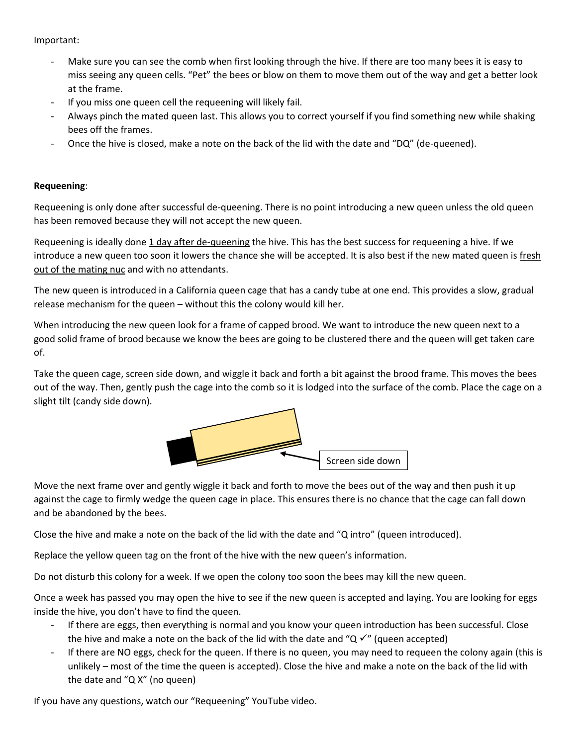Important:

- Make sure you can see the comb when first looking through the hive. If there are too many bees it is easy to miss seeing any queen cells. "Pet" the bees or blow on them to move them out of the way and get a better look at the frame.
- If you miss one queen cell the requeening will likely fail.
- Always pinch the mated queen last. This allows you to correct yourself if you find something new while shaking bees off the frames.
- Once the hive is closed, make a note on the back of the lid with the date and "DQ" (de-queened).

**Requeening**:

Requeening is only done after successful de-queening. There is no point introducing a new queen unless the old queen has been removed because they will not accept the new queen.

Requeening is ideally done <u>1 day after de-queening</u> the hive. This has the best success for requeening a hive. If we introduce a new queen too soon it lowers the chance she will be accepted. It is also best if the new mated queen is <u>fresh out of the mating nuc</u> and with no attendants.

The new queen is introduced in a California queen cage that has a candy tube at one end. This provides a slow, gradual release mechanism for the queen – without this the colony would kill her.

When introducing the new queen look for a frame of capped brood. We want to introduce the new queen next to a good solid frame of brood because we know the bees are going to be clustered there and the queen will get taken care of.

Take the queen cage, screen side down, and wiggle it back and forth a bit against the brood frame. This moves the bees out of the way. Then, gently push the cage into the comb so it is lodged into the surface of the comb. Place the cage on a slight tilt (candy side down).

Screen side down

Move the next frame over and gently wiggle it back and forth to move the bees out of the way and then push it up against the cage to firmly wedge the queen cage in place. This ensures there is no chance that the cage can fall down and be abandoned by the bees.

Close the hive and make a note on the back of the lid with the date and "Q intro" (queen introduced).

Replace the yellow queen tag on the front of the hive with the new queen's information.

Do not disturb this colony for a week. If we open the colony too soon the bees may kill the new queen.

Once a week has passed you may open the hive to see if the new queen is accepted and laying. You are looking for eggs inside the hive, you don't have to find the queen.

- If there are eggs, then everything is normal and you know your queen introduction has been successful. Close the hive and make a note on the back of the lid with the date and "Q ✓" (queen accepted)
- If there are NO eggs, check for the queen. If there is no queen, you may need to requeen the colony again (this is unlikely – most of the time the queen is accepted). Close the hive and make a note on the back of the lid with the date and "Q X" (no queen)

If you have any questions, watch our "Requeening" YouTube video.